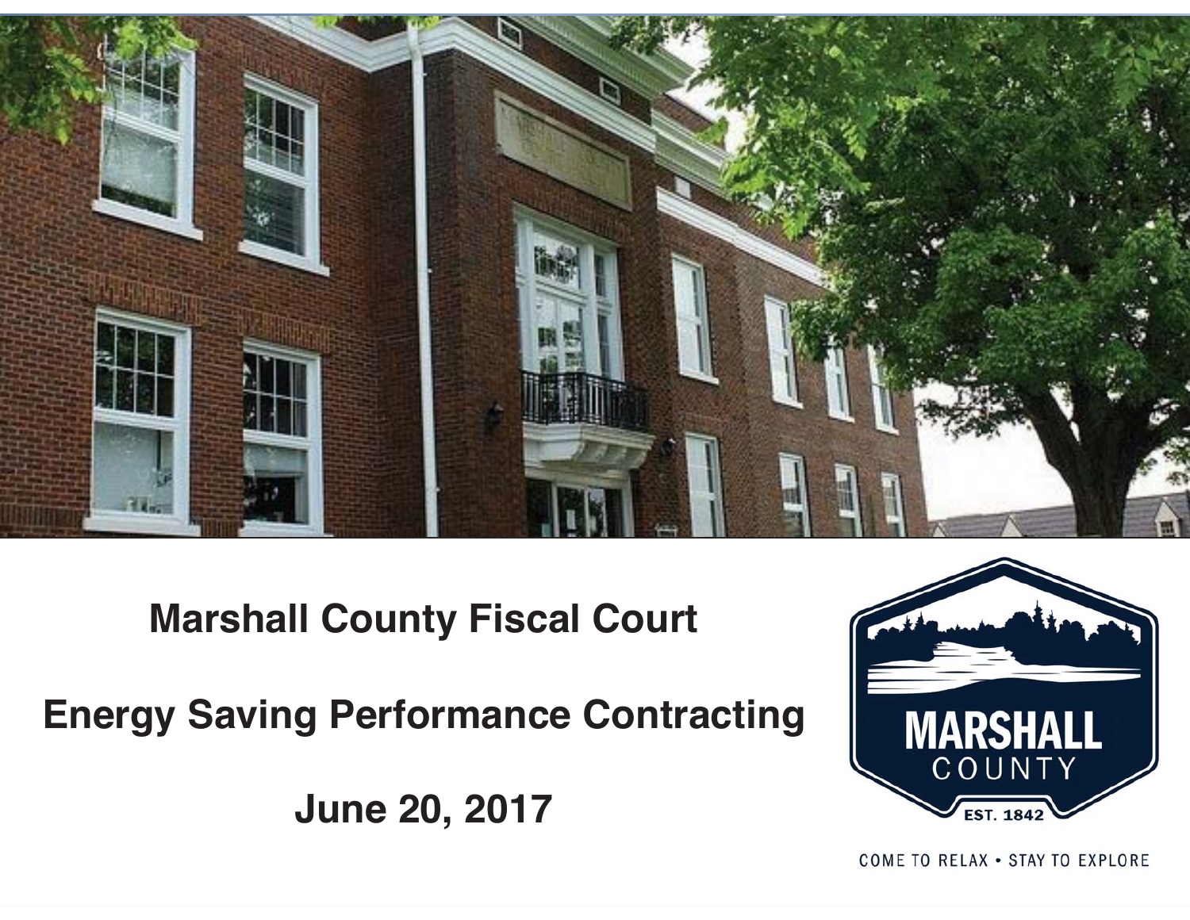# Marshall County Fiscal Court

## Energy Saving Performance Contracting

## June 20, 2017

MARSHALL COUNTY

EST. 1842

COME TO RELAX • STAY TO EXPLORE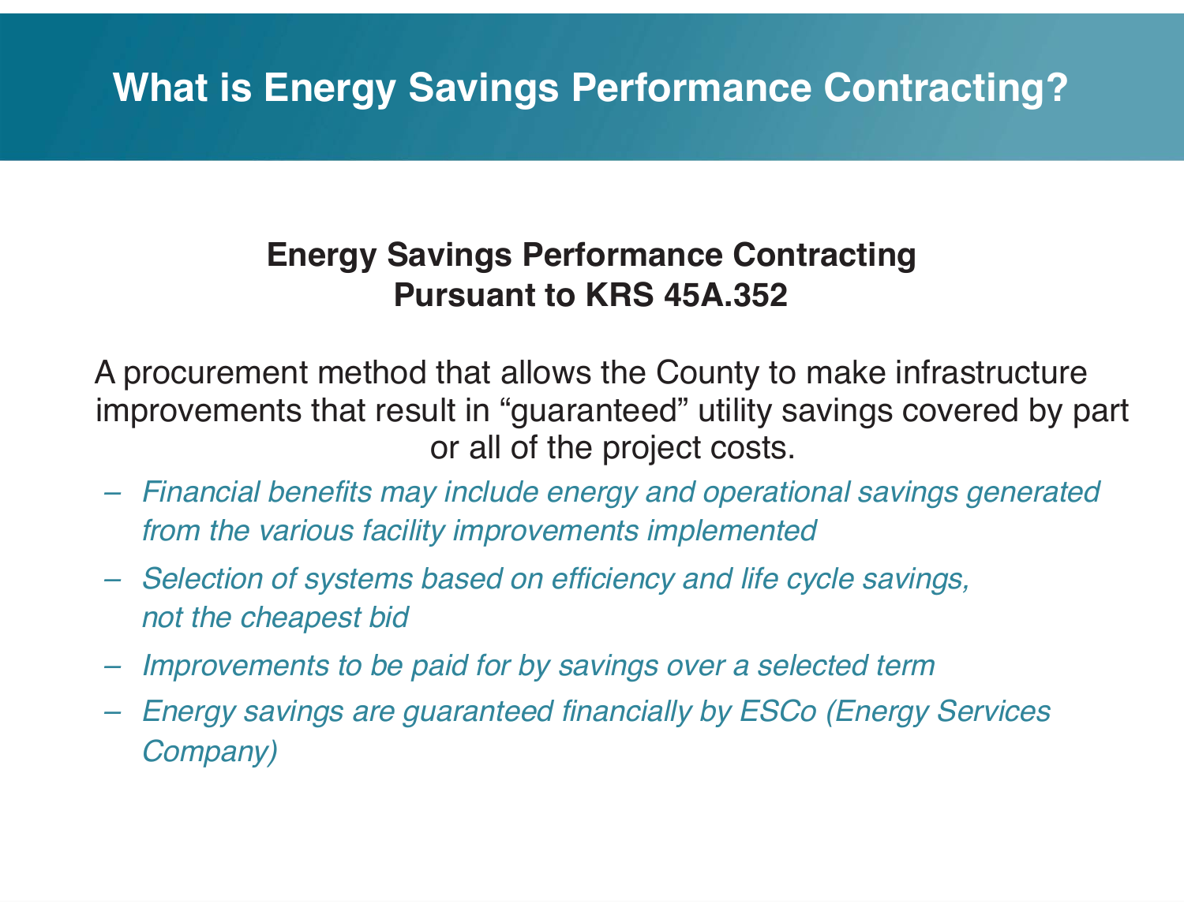# What is Energy Savings Performance Contracting?

## Energy Savings Performance Contracting Pursuant to KRS 45A.352

A procurement method that allows the County to make infrastructure improvements that result in "guaranteed" utility savings covered by part or all of the project costs.

- *Financial benefits may include energy and operational savings generated from the various facility improvements implemented*
- *Selection of systems based on efficiency and life cycle savings, not the cheapest bid*
- *Improvements to be paid for by savings over a selected term*
- *Energy savings are guaranteed financially by ESCo (Energy Services Company)*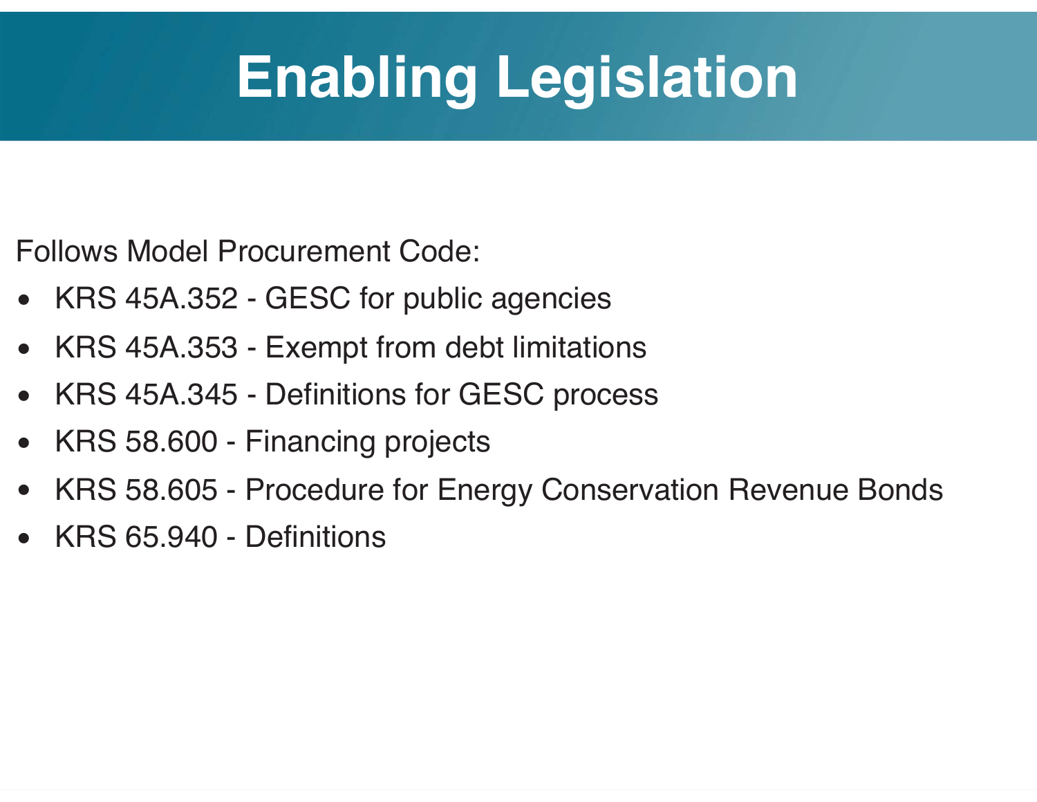# Enabling Legislation

Follows Model Procurement Code:

- KRS 45A.352 - GESC for public agencies
- KRS 45A.353 - Exempt from debt limitations
- KRS 45A.345 - Definitions for GESC process
- KRS 58.600 - Financing projects
- KRS 58.605 - Procedure for Energy Conservation Revenue Bonds
- KRS 65.940 - Definitions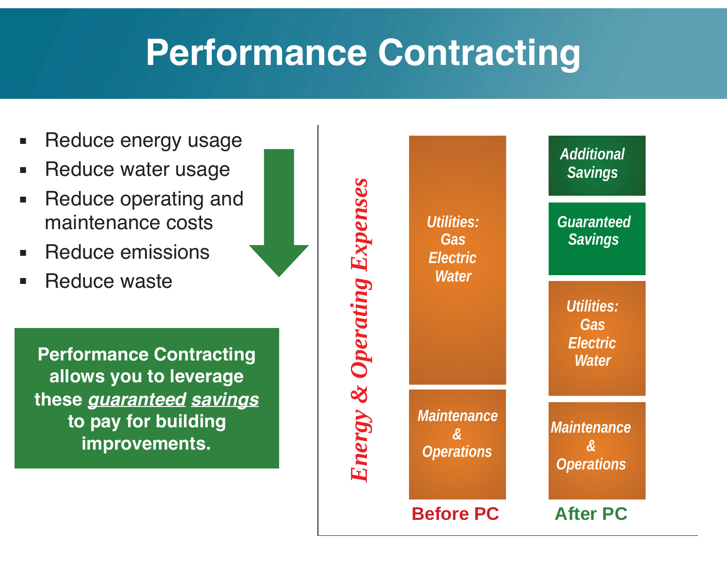# Performance Contracting

- Reduce energy usage
- Reduce water usage
- Reduce operating and maintenance costs
- Reduce emissions
- Reduce waste

**Performance Contracting allows you to leverage these *guaranteed savings* to pay for building improvements.**

*Energy & Operating Expenses*

| Before PC | After PC |
| --- | --- |
| | *Additional Savings* |
| | *Guaranteed Savings* |
| *Utilities: Gas Electric Water* | *Utilities: Gas Electric Water* |
| *Maintenance & Operations* | *Maintenance & Operations* |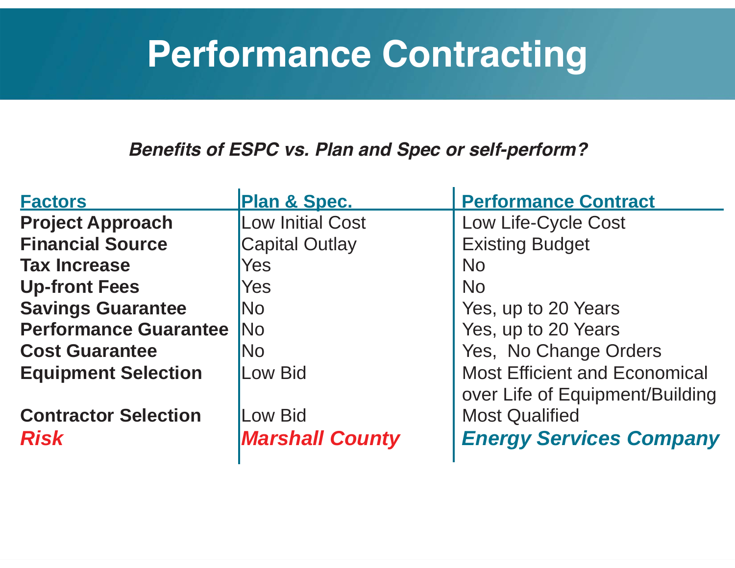# Performance Contracting

***Benefits of ESPC vs. Plan and Spec or self-perform?***

| Factors | Plan & Spec. | Performance Contract |
|---|---|---|
| **Project Approach** | Low Initial Cost | Low Life-Cycle Cost |
| **Financial Source** | Capital Outlay | Existing Budget |
| **Tax Increase** | Yes | No |
| **Up-front Fees** | Yes | No |
| **Savings Guarantee** | No | Yes, up to 20 Years |
| **Performance Guarantee** | No | Yes, up to 20 Years |
| **Cost Guarantee** | No | Yes, No Change Orders |
| **Equipment Selection** | Low Bid | Most Efficient and Economical over Life of Equipment/Building |
| **Contractor Selection** | Low Bid | Most Qualified |
| ***Risk*** | ***Marshall County*** | ***Energy Services Company*** |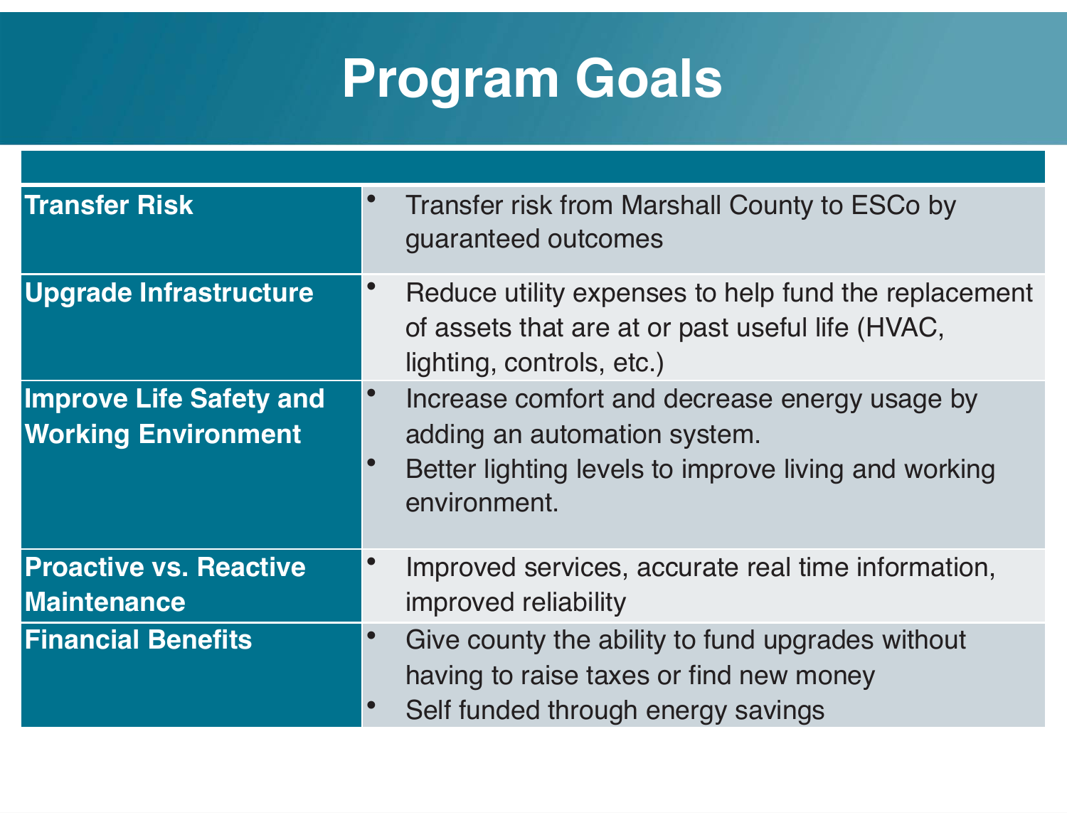# Program Goals

| | |
|---|---|
| **Transfer Risk** | • Transfer risk from Marshall County to ESCo by guaranteed outcomes |
| **Upgrade Infrastructure** | • Reduce utility expenses to help fund the replacement of assets that are at or past useful life (HVAC, lighting, controls, etc.) |
| **Improve Life Safety and Working Environment** | • Increase comfort and decrease energy usage by adding an automation system.<br>• Better lighting levels to improve living and working environment. |
| **Proactive vs. Reactive Maintenance** | • Improved services, accurate real time information, improved reliability |
| **Financial Benefits** | • Give county the ability to fund upgrades without having to raise taxes or find new money<br>• Self funded through energy savings |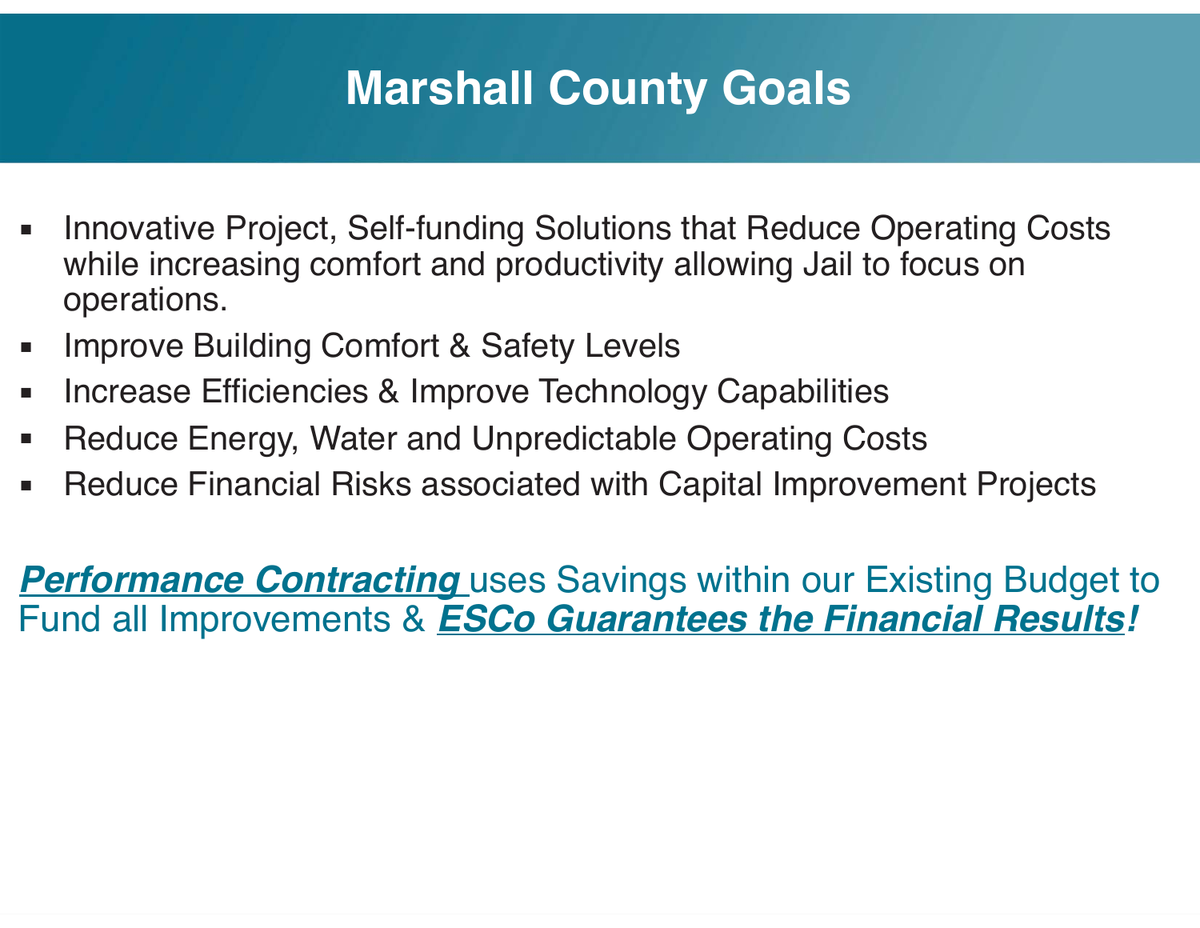# Marshall County Goals

- Innovative Project, Self-funding Solutions that Reduce Operating Costs while increasing comfort and productivity allowing Jail to focus on operations.
- Improve Building Comfort & Safety Levels
- Increase Efficiencies & Improve Technology Capabilities
- Reduce Energy, Water and Unpredictable Operating Costs
- Reduce Financial Risks associated with Capital Improvement Projects

***Performance Contracting*** uses Savings within our Existing Budget to Fund all Improvements & ***ESCo Guarantees the Financial Results!***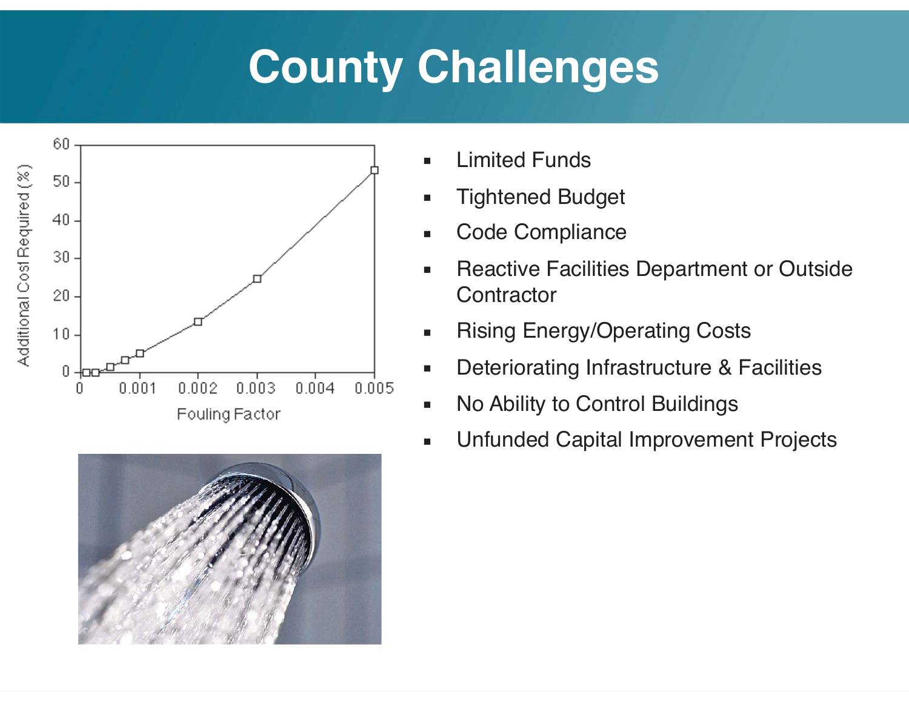# County Challenges

- Limited Funds
- Tightened Budget
- Code Compliance
- Reactive Facilities Department or Outside Contractor
- Rising Energy/Operating Costs
- Deteriorating Infrastructure & Facilities
- No Ability to Control Buildings
- Unfunded Capital Improvement Projects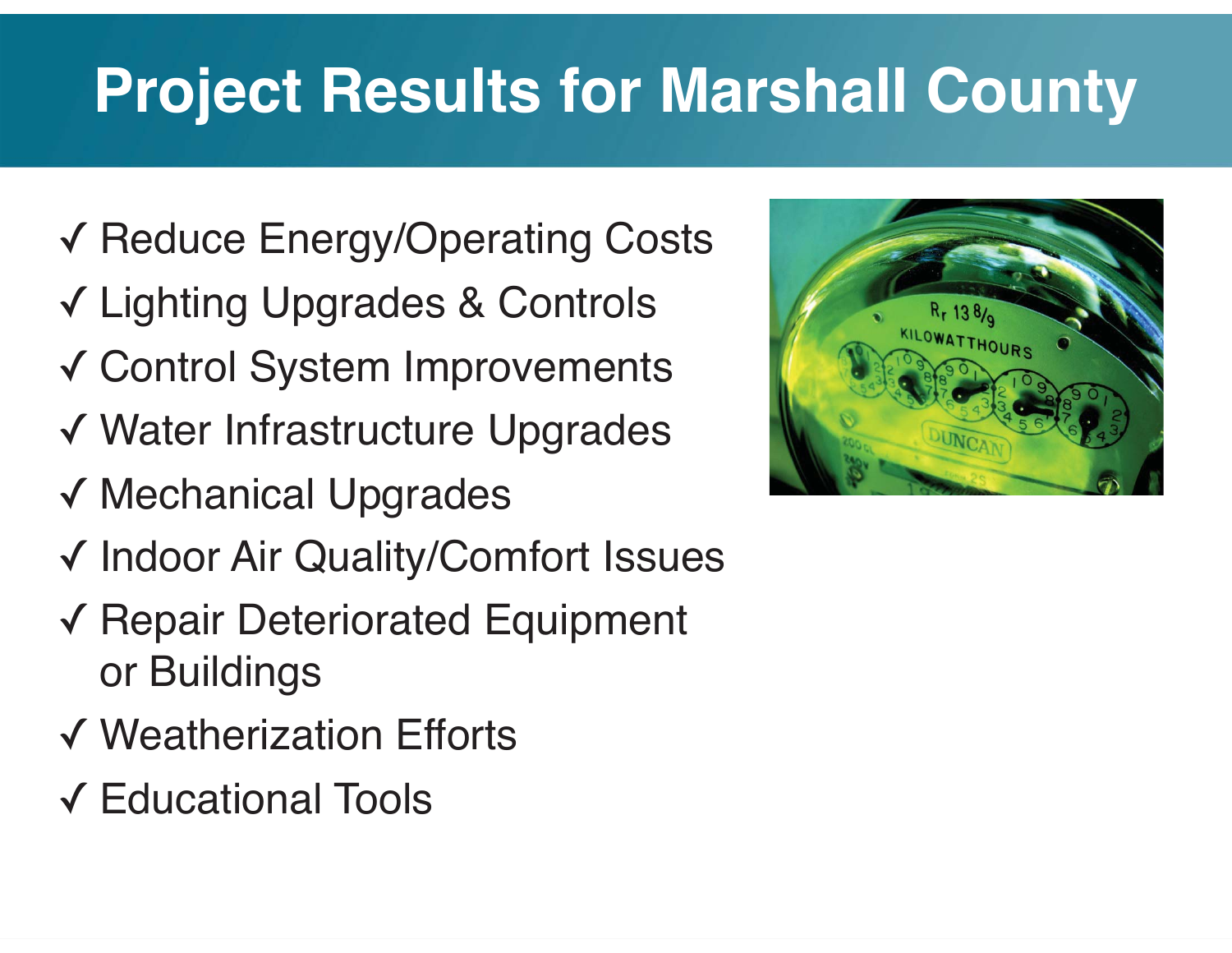# Project Results for Marshall County

- ✓ Reduce Energy/Operating Costs
- ✓ Lighting Upgrades & Controls
- ✓ Control System Improvements
- ✓ Water Infrastructure Upgrades
- ✓ Mechanical Upgrades
- ✓ Indoor Air Quality/Comfort Issues
- ✓ Repair Deteriorated Equipment or Buildings
- ✓ Weatherization Efforts
- ✓ Educational Tools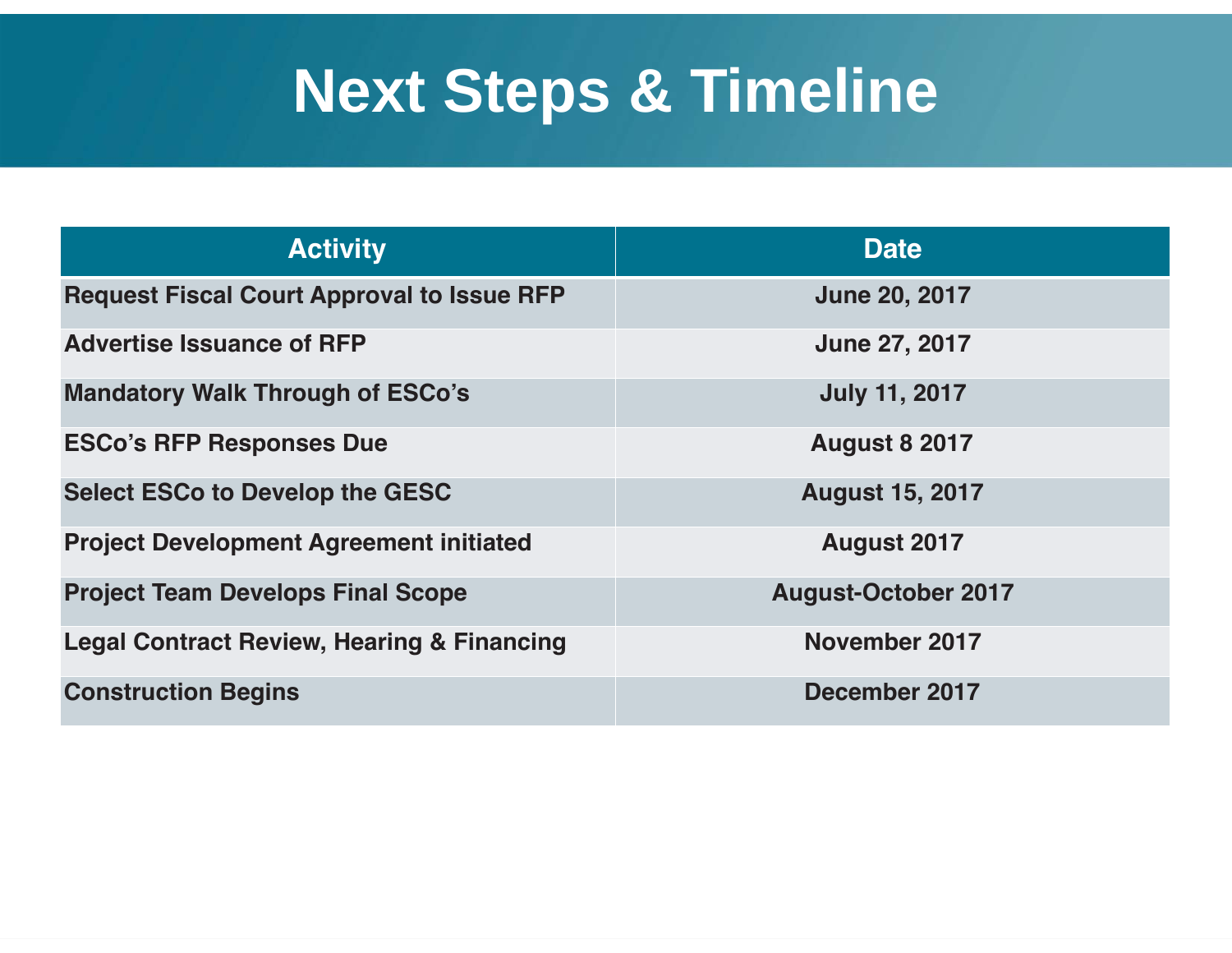# Next Steps & Timeline

| Activity | Date |
|---|---|
| **Request Fiscal Court Approval to Issue RFP** | **June 20, 2017** |
| **Advertise Issuance of RFP** | **June 27, 2017** |
| **Mandatory Walk Through of ESCo's** | **July 11, 2017** |
| **ESCo's RFP Responses Due** | **August 8 2017** |
| **Select ESCo to Develop the GESC** | **August 15, 2017** |
| **Project Development Agreement initiated** | **August 2017** |
| **Project Team Develops Final Scope** | **August-October 2017** |
| **Legal Contract Review, Hearing & Financing** | **November 2017** |
| **Construction Begins** | **December 2017** |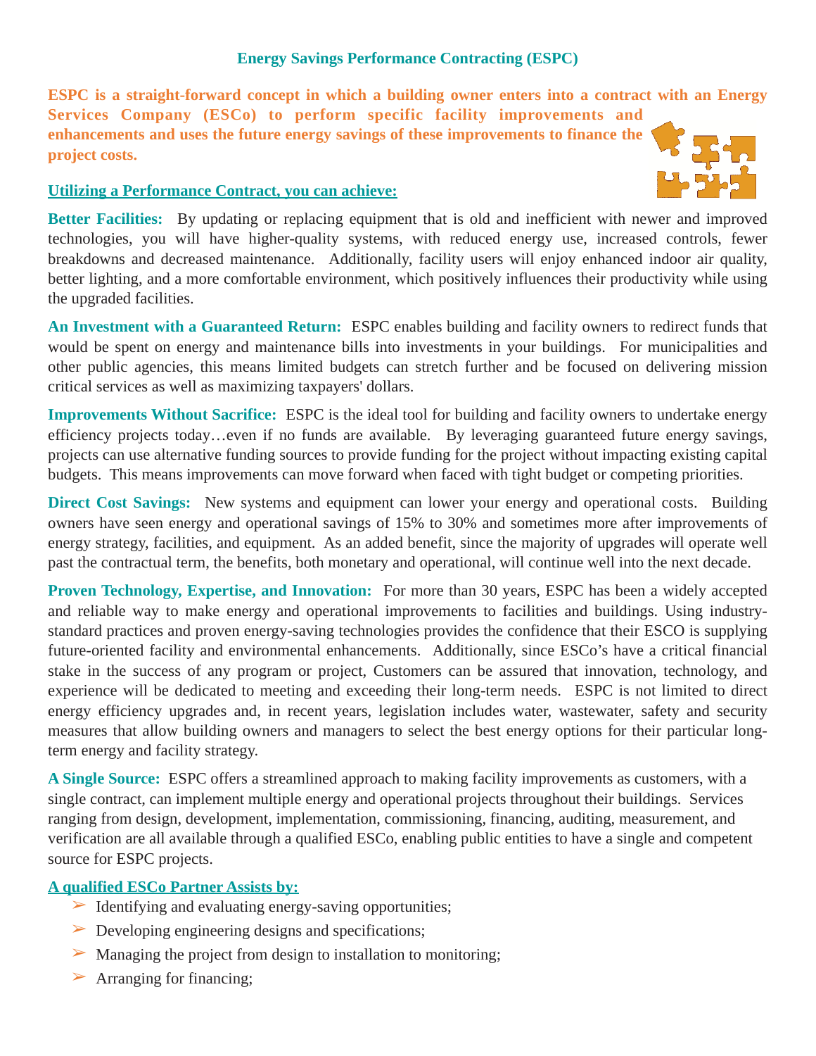## Energy Savings Performance Contracting (ESPC)

**ESPC is a straight-forward concept in which a building owner enters into a contract with an Energy Services Company (ESCo) to perform specific facility improvements and enhancements and uses the future energy savings of these improvements to finance the project costs.**

### Utilizing a Performance Contract, you can achieve:

**Better Facilities:** By updating or replacing equipment that is old and inefficient with newer and improved technologies, you will have higher-quality systems, with reduced energy use, increased controls, fewer breakdowns and decreased maintenance. Additionally, facility users will enjoy enhanced indoor air quality, better lighting, and a more comfortable environment, which positively influences their productivity while using the upgraded facilities.

**An Investment with a Guaranteed Return:** ESPC enables building and facility owners to redirect funds that would be spent on energy and maintenance bills into investments in your buildings. For municipalities and other public agencies, this means limited budgets can stretch further and be focused on delivering mission critical services as well as maximizing taxpayers' dollars.

**Improvements Without Sacrifice:** ESPC is the ideal tool for building and facility owners to undertake energy efficiency projects today…even if no funds are available. By leveraging guaranteed future energy savings, projects can use alternative funding sources to provide funding for the project without impacting existing capital budgets. This means improvements can move forward when faced with tight budget or competing priorities.

**Direct Cost Savings:** New systems and equipment can lower your energy and operational costs. Building owners have seen energy and operational savings of 15% to 30% and sometimes more after improvements of energy strategy, facilities, and equipment. As an added benefit, since the majority of upgrades will operate well past the contractual term, the benefits, both monetary and operational, will continue well into the next decade.

**Proven Technology, Expertise, and Innovation:** For more than 30 years, ESPC has been a widely accepted and reliable way to make energy and operational improvements to facilities and buildings. Using industry-standard practices and proven energy-saving technologies provides the confidence that their ESCO is supplying future-oriented facility and environmental enhancements. Additionally, since ESCo's have a critical financial stake in the success of any program or project, Customers can be assured that innovation, technology, and experience will be dedicated to meeting and exceeding their long-term needs. ESPC is not limited to direct energy efficiency upgrades and, in recent years, legislation includes water, wastewater, safety and security measures that allow building owners and managers to select the best energy options for their particular long-term energy and facility strategy.

**A Single Source:** ESPC offers a streamlined approach to making facility improvements as customers, with a single contract, can implement multiple energy and operational projects throughout their buildings. Services ranging from design, development, implementation, commissioning, financing, auditing, measurement, and verification are all available through a qualified ESCo, enabling public entities to have a single and competent source for ESPC projects.

### A qualified ESCo Partner Assists by:

- Identifying and evaluating energy-saving opportunities;
- Developing engineering designs and specifications;
- Managing the project from design to installation to monitoring;
- Arranging for financing;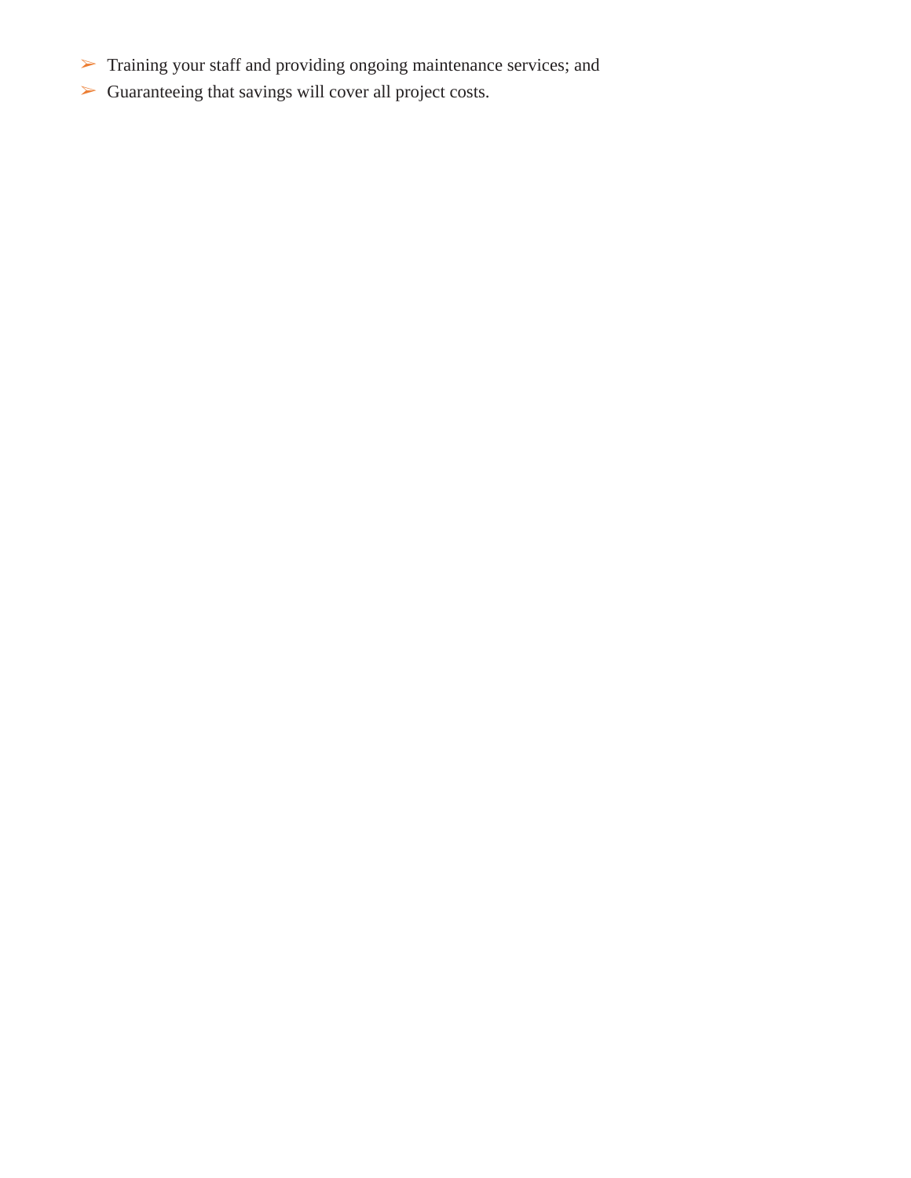- Training your staff and providing ongoing maintenance services; and
- Guaranteeing that savings will cover all project costs.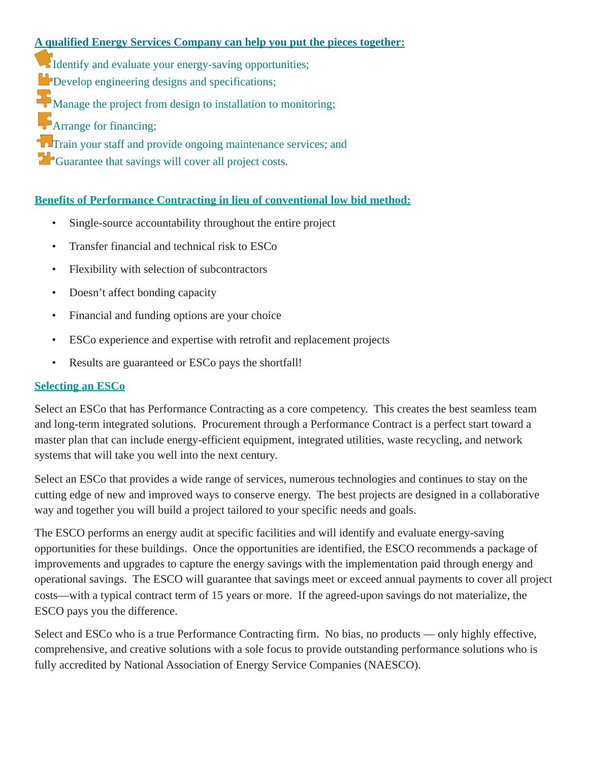**A qualified Energy Services Company can help you put the pieces together:**

- Identify and evaluate your energy-saving opportunities;
- Develop engineering designs and specifications;
- Manage the project from design to installation to monitoring;
- Arrange for financing;
- Train your staff and provide ongoing maintenance services; and
- Guarantee that savings will cover all project costs.

**Benefits of Performance Contracting in lieu of conventional low bid method:**

- Single-source accountability throughout the entire project
- Transfer financial and technical risk to ESCo
- Flexibility with selection of subcontractors
- Doesn't affect bonding capacity
- Financial and funding options are your choice
- ESCo experience and expertise with retrofit and replacement projects
- Results are guaranteed or ESCo pays the shortfall!

**Selecting an ESCo**

Select an ESCo that has Performance Contracting as a core competency. This creates the best seamless team and long-term integrated solutions. Procurement through a Performance Contract is a perfect start toward a master plan that can include energy-efficient equipment, integrated utilities, waste recycling, and network systems that will take you well into the next century.

Select an ESCo that provides a wide range of services, numerous technologies and continues to stay on the cutting edge of new and improved ways to conserve energy. The best projects are designed in a collaborative way and together you will build a project tailored to your specific needs and goals.

The ESCO performs an energy audit at specific facilities and will identify and evaluate energy-saving opportunities for these buildings. Once the opportunities are identified, the ESCO recommends a package of improvements and upgrades to capture the energy savings with the implementation paid through energy and operational savings. The ESCO will guarantee that savings meet or exceed annual payments to cover all project costs—with a typical contract term of 15 years or more. If the agreed-upon savings do not materialize, the ESCO pays you the difference.

Select and ESCo who is a true Performance Contracting firm. No bias, no products — only highly effective, comprehensive, and creative solutions with a sole focus to provide outstanding performance solutions who is fully accredited by National Association of Energy Service Companies (NAESCO).